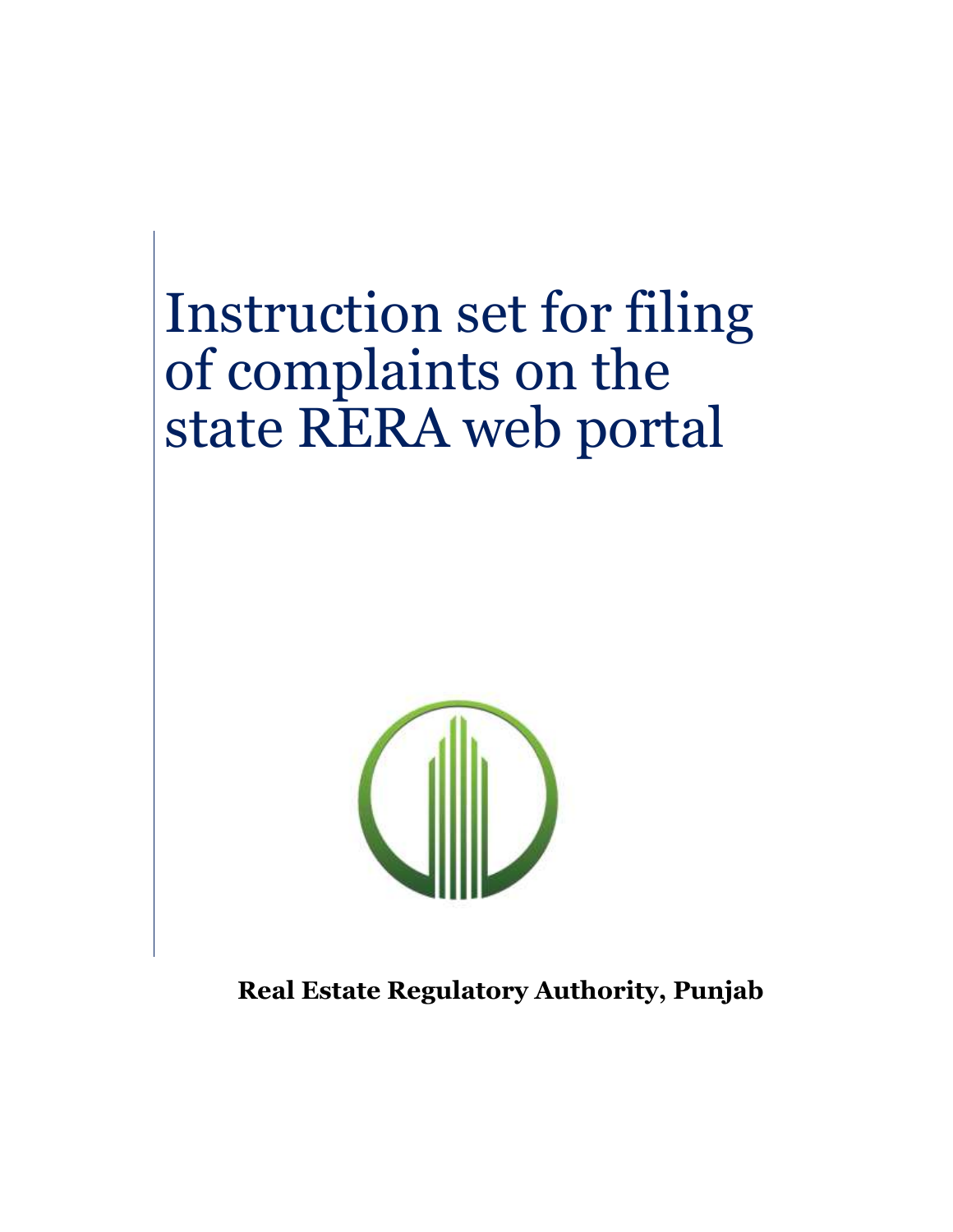# Instruction set for filing of complaints on the state RERA web portal

**Real Estate Regulatory Authority, Punjab**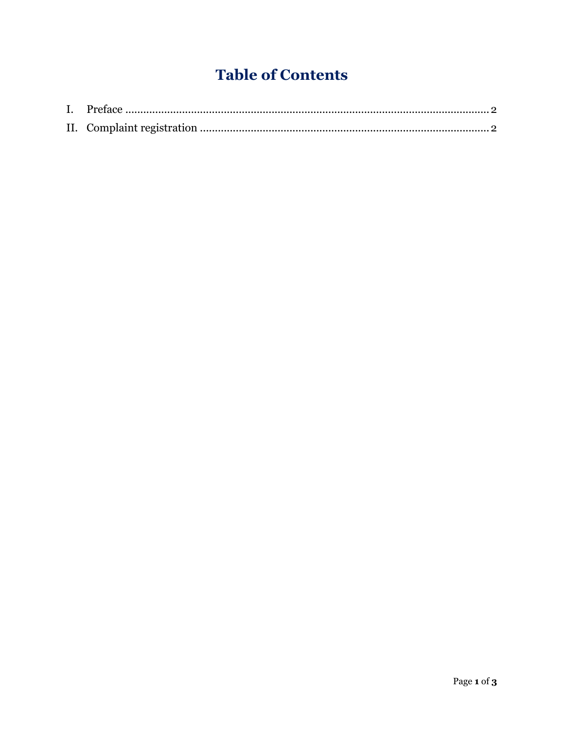# Table of Contents

I. Preface .......................................................... 2

II. Complaint registration .......................................................... 2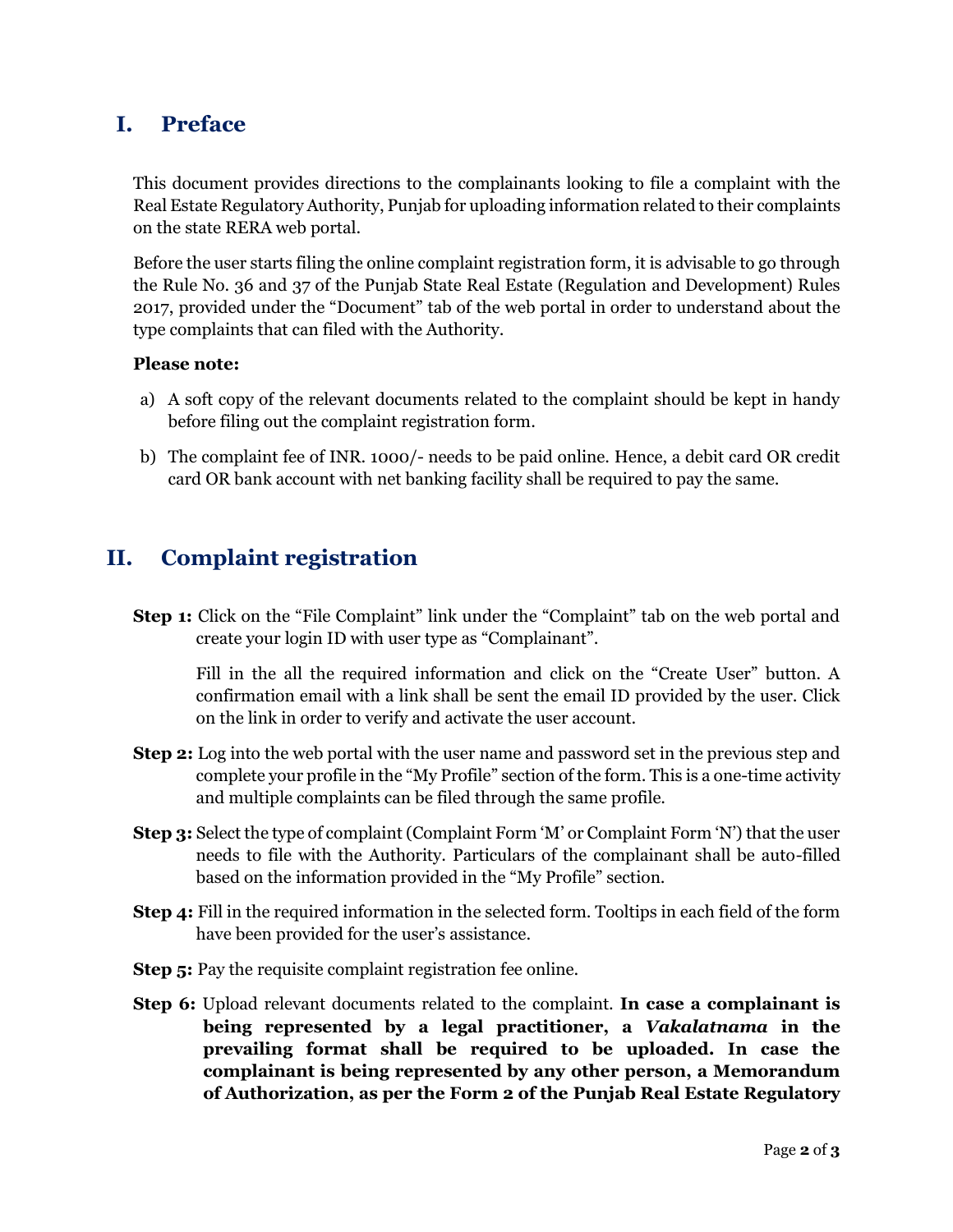## I. Preface

This document provides directions to the complainants looking to file a complaint with the Real Estate Regulatory Authority, Punjab for uploading information related to their complaints on the state RERA web portal.

Before the user starts filing the online complaint registration form, it is advisable to go through the Rule No. 36 and 37 of the Punjab State Real Estate (Regulation and Development) Rules 2017, provided under the "Document" tab of the web portal in order to understand about the type complaints that can filed with the Authority.

**Please note:**

a) A soft copy of the relevant documents related to the complaint should be kept in handy before filing out the complaint registration form.

b) The complaint fee of INR. 1000/- needs to be paid online. Hence, a debit card OR credit card OR bank account with net banking facility shall be required to pay the same.

## II. Complaint registration

**Step 1:** Click on the "File Complaint" link under the "Complaint" tab on the web portal and create your login ID with user type as "Complainant".

Fill in the all the required information and click on the "Create User" button. A confirmation email with a link shall be sent the email ID provided by the user. Click on the link in order to verify and activate the user account.

**Step 2:** Log into the web portal with the user name and password set in the previous step and complete your profile in the "My Profile" section of the form. This is a one-time activity and multiple complaints can be filed through the same profile.

**Step 3:** Select the type of complaint (Complaint Form 'M' or Complaint Form 'N') that the user needs to file with the Authority. Particulars of the complainant shall be auto-filled based on the information provided in the "My Profile" section.

**Step 4:** Fill in the required information in the selected form. Tooltips in each field of the form have been provided for the user's assistance.

**Step 5:** Pay the requisite complaint registration fee online.

**Step 6:** Upload relevant documents related to the complaint. **In case a complainant is being represented by a legal practitioner, a *Vakalatnama* in the prevailing format shall be required to be uploaded. In case the complainant is being represented by any other person, a Memorandum of Authorization, as per the Form 2 of the Punjab Real Estate Regulatory**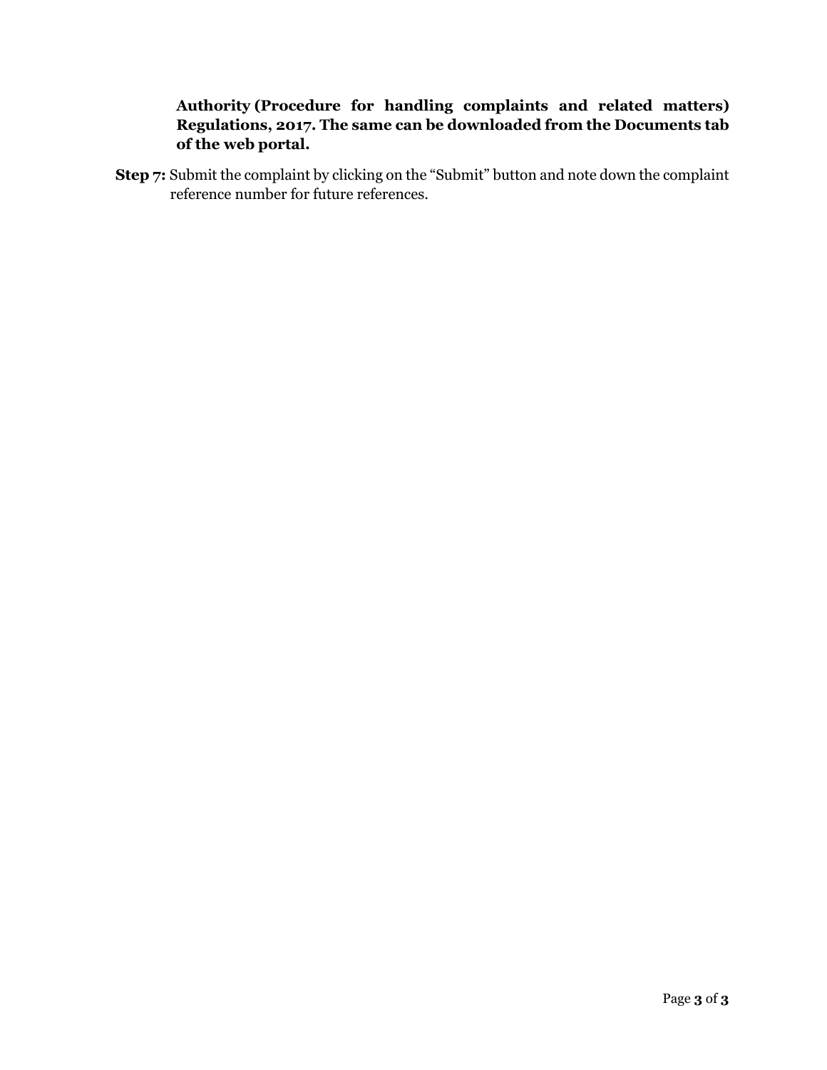**Authority (Procedure for handling complaints and related matters) Regulations, 2017. The same can be downloaded from the Documents tab of the web portal.**

**Step 7:** Submit the complaint by clicking on the "Submit" button and note down the complaint reference number for future references.